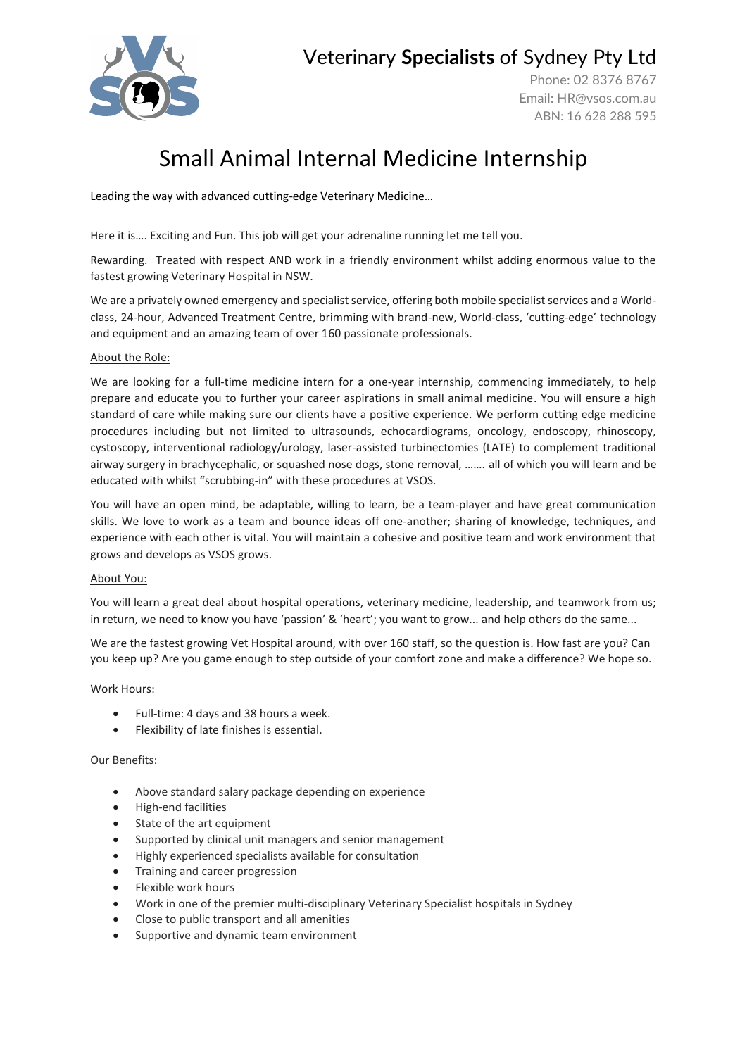# Veterinary **Specialists** of Sydney Pty Ltd

Phone: 02 8376 8767
Email: HR@vsos.com.au
ABN: 16 628 288 595

# Small Animal Internal Medicine Internship

Leading the way with advanced cutting-edge Veterinary Medicine…

Here it is…. Exciting and Fun. This job will get your adrenaline running let me tell you.

Rewarding. Treated with respect AND work in a friendly environment whilst adding enormous value to the fastest growing Veterinary Hospital in NSW.

We are a privately owned emergency and specialist service, offering both mobile specialist services and a World-class, 24-hour, Advanced Treatment Centre, brimming with brand-new, World-class, 'cutting-edge' technology and equipment and an amazing team of over 160 passionate professionals.

<u>About the Role:</u>

We are looking for a full-time medicine intern for a one-year internship, commencing immediately, to help prepare and educate you to further your career aspirations in small animal medicine. You will ensure a high standard of care while making sure our clients have a positive experience. We perform cutting edge medicine procedures including but not limited to ultrasounds, echocardiograms, oncology, endoscopy, rhinoscopy, cystoscopy, interventional radiology/urology, laser-assisted turbinectomies (LATE) to complement traditional airway surgery in brachycephalic, or squashed nose dogs, stone removal, ……. all of which you will learn and be educated with whilst "scrubbing-in" with these procedures at VSOS.

You will have an open mind, be adaptable, willing to learn, be a team-player and have great communication skills. We love to work as a team and bounce ideas off one-another; sharing of knowledge, techniques, and experience with each other is vital. You will maintain a cohesive and positive team and work environment that grows and develops as VSOS grows.

<u>About You:</u>

You will learn a great deal about hospital operations, veterinary medicine, leadership, and teamwork from us; in return, we need to know you have 'passion' & 'heart'; you want to grow... and help others do the same...

We are the fastest growing Vet Hospital around, with over 160 staff, so the question is. How fast are you? Can you keep up? Are you game enough to step outside of your comfort zone and make a difference? We hope so.

Work Hours:

- Full-time: 4 days and 38 hours a week.
- Flexibility of late finishes is essential.

Our Benefits:

- Above standard salary package depending on experience
- High-end facilities
- State of the art equipment
- Supported by clinical unit managers and senior management
- Highly experienced specialists available for consultation
- Training and career progression
- Flexible work hours
- Work in one of the premier multi-disciplinary Veterinary Specialist hospitals in Sydney
- Close to public transport and all amenities
- Supportive and dynamic team environment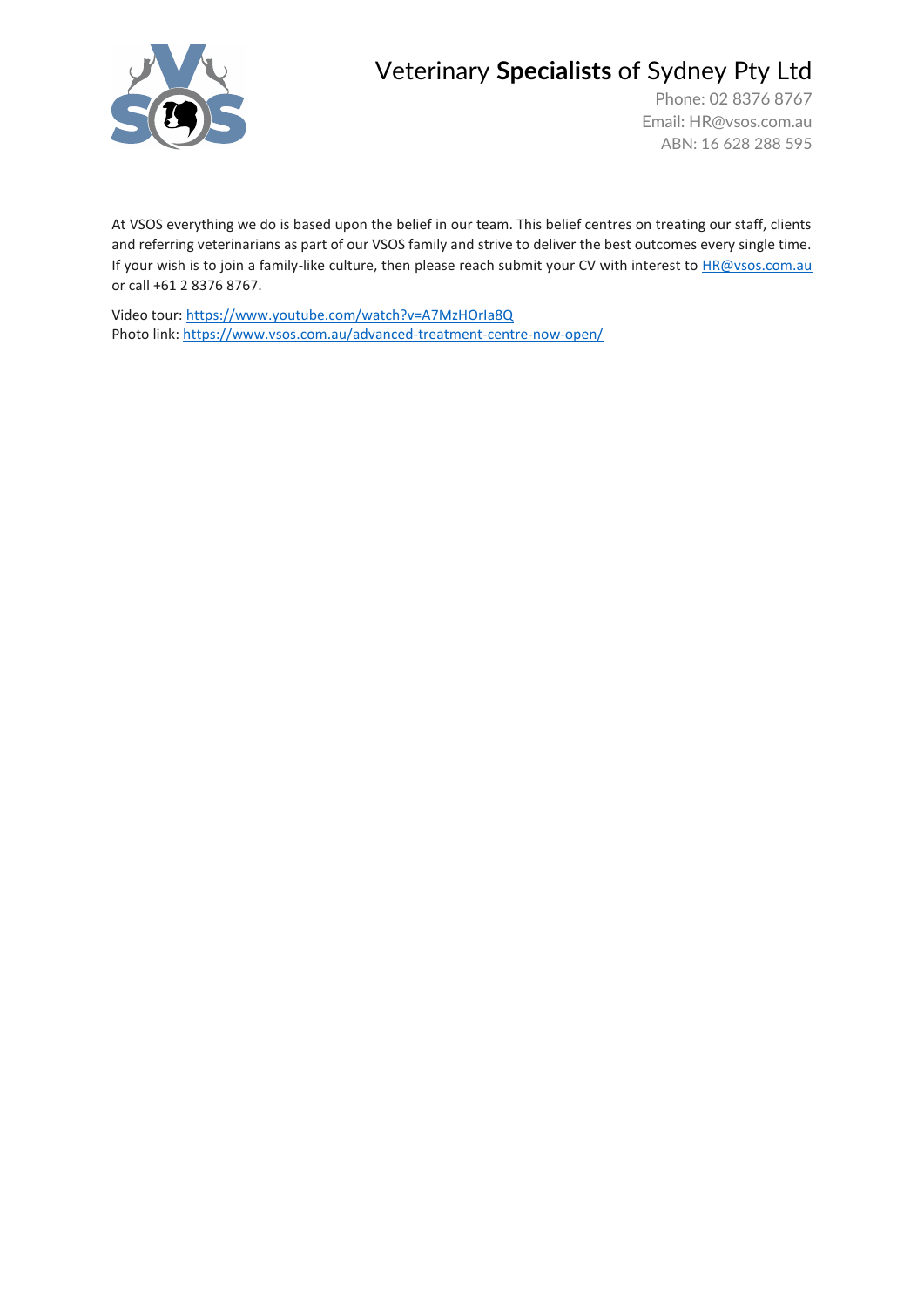# Veterinary **Specialists** of Sydney Pty Ltd

Phone: 02 8376 8767
Email: HR@vsos.com.au
ABN: 16 628 288 595

At VSOS everything we do is based upon the belief in our team. This belief centres on treating our staff, clients and referring veterinarians as part of our VSOS family and strive to deliver the best outcomes every single time. If your wish is to join a family-like culture, then please reach submit your CV with interest to HR@vsos.com.au or call +61 2 8376 8767.

Video tour: https://www.youtube.com/watch?v=A7MzHOrIa8Q
Photo link: https://www.vsos.com.au/advanced-treatment-centre-now-open/